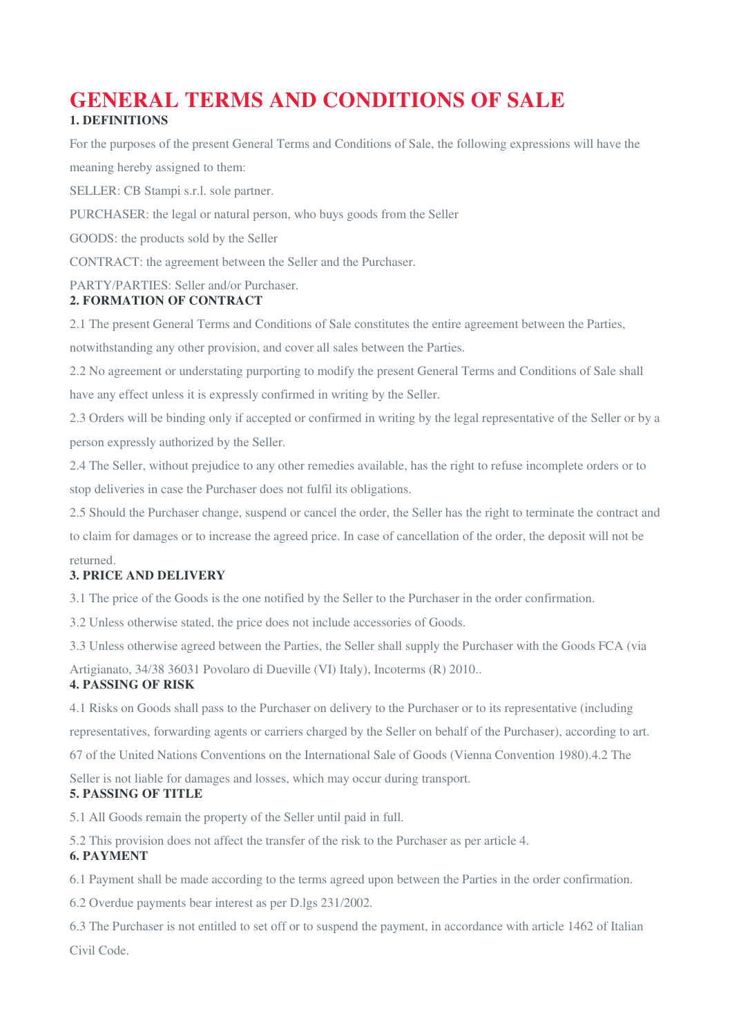# GENERAL TERMS AND CONDITIONS OF SALE

## 1. DEFINITIONS

For the purposes of the present General Terms and Conditions of Sale, the following expressions will have the meaning hereby assigned to them:

SELLER: CB Stampi s.r.l. sole partner.

PURCHASER: the legal or natural person, who buys goods from the Seller

GOODS: the products sold by the Seller

CONTRACT: the agreement between the Seller and the Purchaser.

PARTY/PARTIES: Seller and/or Purchaser.

## 2. FORMATION OF CONTRACT

2.1 The present General Terms and Conditions of Sale constitutes the entire agreement between the Parties, notwithstanding any other provision, and cover all sales between the Parties.

2.2 No agreement or understating purporting to modify the present General Terms and Conditions of Sale shall have any effect unless it is expressly confirmed in writing by the Seller.

2.3 Orders will be binding only if accepted or confirmed in writing by the legal representative of the Seller or by a person expressly authorized by the Seller.

2.4 The Seller, without prejudice to any other remedies available, has the right to refuse incomplete orders or to stop deliveries in case the Purchaser does not fulfil its obligations.

2.5 Should the Purchaser change, suspend or cancel the order, the Seller has the right to terminate the contract and to claim for damages or to increase the agreed price. In case of cancellation of the order, the deposit will not be returned.

## 3. PRICE AND DELIVERY

3.1 The price of the Goods is the one notified by the Seller to the Purchaser in the order confirmation.

3.2 Unless otherwise stated, the price does not include accessories of Goods.

3.3 Unless otherwise agreed between the Parties, the Seller shall supply the Purchaser with the Goods FCA (via Artigianato, 34/38 36031 Povolaro di Dueville (VI) Italy), Incoterms (R) 2010..

## 4. PASSING OF RISK

4.1 Risks on Goods shall pass to the Purchaser on delivery to the Purchaser or to its representative (including representatives, forwarding agents or carriers charged by the Seller on behalf of the Purchaser), according to art. 67 of the United Nations Conventions on the International Sale of Goods (Vienna Convention 1980).4.2 The Seller is not liable for damages and losses, which may occur during transport.

## 5. PASSING OF TITLE

5.1 All Goods remain the property of the Seller until paid in full.

5.2 This provision does not affect the transfer of the risk to the Purchaser as per article 4.

## 6. PAYMENT

6.1 Payment shall be made according to the terms agreed upon between the Parties in the order confirmation.

6.2 Overdue payments bear interest as per D.lgs 231/2002.

6.3 The Purchaser is not entitled to set off or to suspend the payment, in accordance with article 1462 of Italian Civil Code.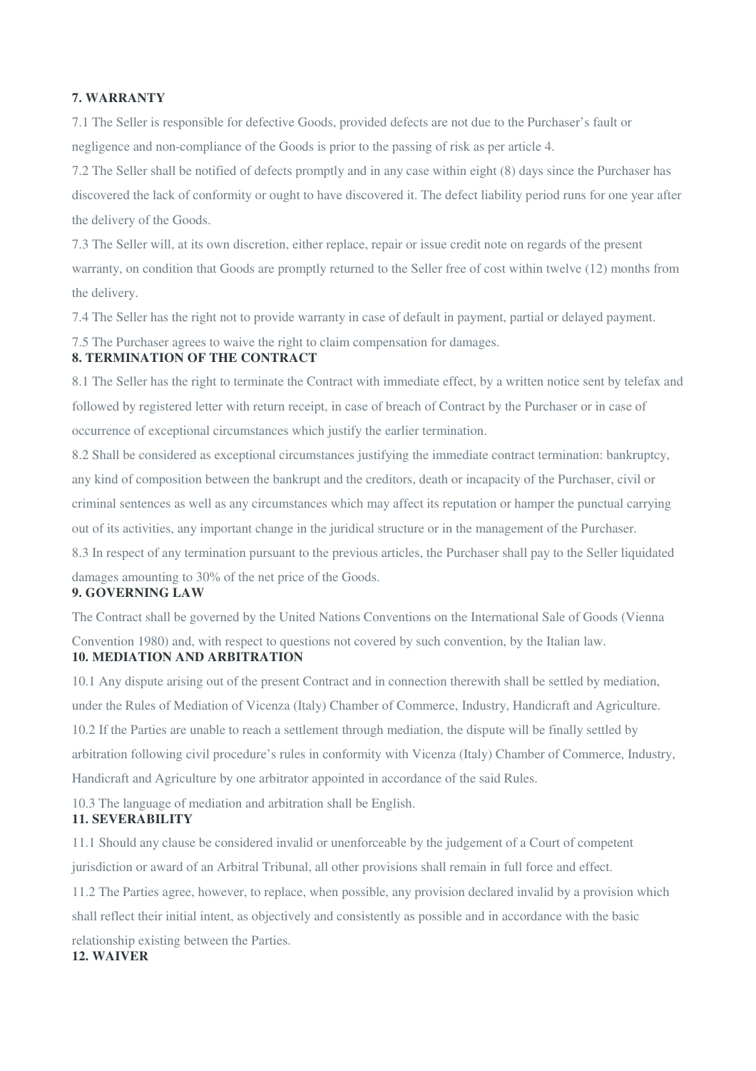**7. WARRANTY**

7.1 The Seller is responsible for defective Goods, provided defects are not due to the Purchaser's fault or negligence and non-compliance of the Goods is prior to the passing of risk as per article 4.

7.2 The Seller shall be notified of defects promptly and in any case within eight (8) days since the Purchaser has discovered the lack of conformity or ought to have discovered it. The defect liability period runs for one year after the delivery of the Goods.

7.3 The Seller will, at its own discretion, either replace, repair or issue credit note on regards of the present warranty, on condition that Goods are promptly returned to the Seller free of cost within twelve (12) months from the delivery.

7.4 The Seller has the right not to provide warranty in case of default in payment, partial or delayed payment.

7.5 The Purchaser agrees to waive the right to claim compensation for damages.

**8. TERMINATION OF THE CONTRACT**

8.1 The Seller has the right to terminate the Contract with immediate effect, by a written notice sent by telefax and followed by registered letter with return receipt, in case of breach of Contract by the Purchaser or in case of occurrence of exceptional circumstances which justify the earlier termination.

8.2 Shall be considered as exceptional circumstances justifying the immediate contract termination: bankruptcy, any kind of composition between the bankrupt and the creditors, death or incapacity of the Purchaser, civil or criminal sentences as well as any circumstances which may affect its reputation or hamper the punctual carrying out of its activities, any important change in the juridical structure or in the management of the Purchaser.

8.3 In respect of any termination pursuant to the previous articles, the Purchaser shall pay to the Seller liquidated damages amounting to 30% of the net price of the Goods.

**9. GOVERNING LAW**

The Contract shall be governed by the United Nations Conventions on the International Sale of Goods (Vienna Convention 1980) and, with respect to questions not covered by such convention, by the Italian law.

**10. MEDIATION AND ARBITRATION**

10.1 Any dispute arising out of the present Contract and in connection therewith shall be settled by mediation, under the Rules of Mediation of Vicenza (Italy) Chamber of Commerce, Industry, Handicraft and Agriculture.

10.2 If the Parties are unable to reach a settlement through mediation, the dispute will be finally settled by arbitration following civil procedure's rules in conformity with Vicenza (Italy) Chamber of Commerce, Industry, Handicraft and Agriculture by one arbitrator appointed in accordance of the said Rules.

10.3 The language of mediation and arbitration shall be English.

**11. SEVERABILITY**

11.1 Should any clause be considered invalid or unenforceable by the judgement of a Court of competent jurisdiction or award of an Arbitral Tribunal, all other provisions shall remain in full force and effect.

11.2 The Parties agree, however, to replace, when possible, any provision declared invalid by a provision which shall reflect their initial intent, as objectively and consistently as possible and in accordance with the basic relationship existing between the Parties.

**12. WAIVER**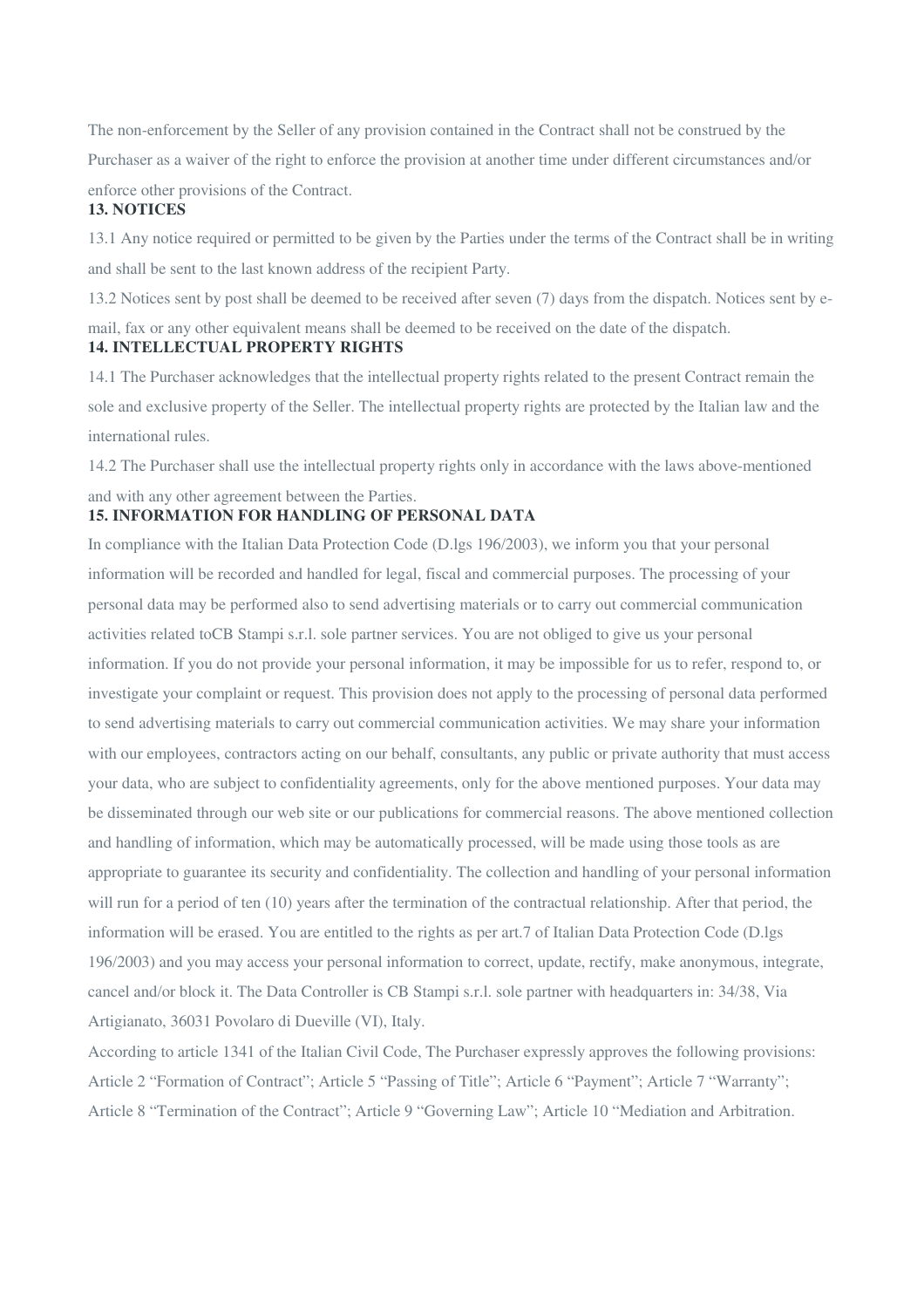The non-enforcement by the Seller of any provision contained in the Contract shall not be construed by the Purchaser as a waiver of the right to enforce the provision at another time under different circumstances and/or enforce other provisions of the Contract.

**13. NOTICES**

13.1 Any notice required or permitted to be given by the Parties under the terms of the Contract shall be in writing and shall be sent to the last known address of the recipient Party.

13.2 Notices sent by post shall be deemed to be received after seven (7) days from the dispatch. Notices sent by e-mail, fax or any other equivalent means shall be deemed to be received on the date of the dispatch.

**14. INTELLECTUAL PROPERTY RIGHTS**

14.1 The Purchaser acknowledges that the intellectual property rights related to the present Contract remain the sole and exclusive property of the Seller. The intellectual property rights are protected by the Italian law and the international rules.

14.2 The Purchaser shall use the intellectual property rights only in accordance with the laws above-mentioned and with any other agreement between the Parties.

**15. INFORMATION FOR HANDLING OF PERSONAL DATA**

In compliance with the Italian Data Protection Code (D.lgs 196/2003), we inform you that your personal information will be recorded and handled for legal, fiscal and commercial purposes. The processing of your personal data may be performed also to send advertising materials or to carry out commercial communication activities related toCB Stampi s.r.l. sole partner services. You are not obliged to give us your personal information. If you do not provide your personal information, it may be impossible for us to refer, respond to, or investigate your complaint or request. This provision does not apply to the processing of personal data performed to send advertising materials to carry out commercial communication activities. We may share your information with our employees, contractors acting on our behalf, consultants, any public or private authority that must access your data, who are subject to confidentiality agreements, only for the above mentioned purposes. Your data may be disseminated through our web site or our publications for commercial reasons. The above mentioned collection and handling of information, which may be automatically processed, will be made using those tools as are appropriate to guarantee its security and confidentiality. The collection and handling of your personal information will run for a period of ten (10) years after the termination of the contractual relationship. After that period, the information will be erased. You are entitled to the rights as per art.7 of Italian Data Protection Code (D.lgs 196/2003) and you may access your personal information to correct, update, rectify, make anonymous, integrate, cancel and/or block it. The Data Controller is CB Stampi s.r.l. sole partner with headquarters in: 34/38, Via Artigianato, 36031 Povolaro di Dueville (VI), Italy.

According to article 1341 of the Italian Civil Code, The Purchaser expressly approves the following provisions: Article 2 “Formation of Contract”; Article 5 “Passing of Title”; Article 6 “Payment”; Article 7 “Warranty”; Article 8 “Termination of the Contract”; Article 9 “Governing Law”; Article 10 “Mediation and Arbitration.